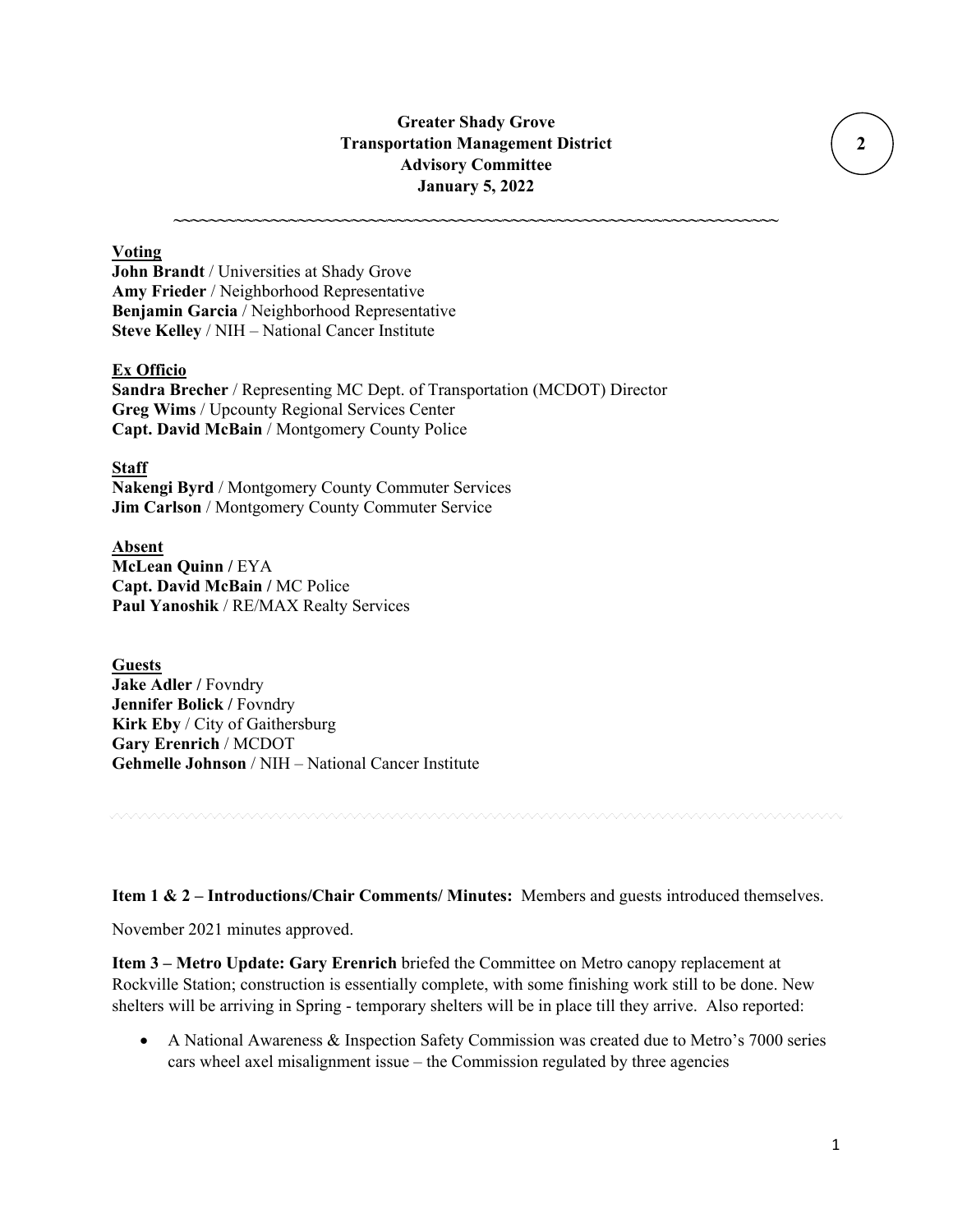**Greater Shady Grove**
**Transportation Management District**
**Advisory Committee**
**January 5, 2022**

2

~~~~~~~~~~~~~~~~~~~~~~~~~~~~~~~~~~~~~~~~~~~~~~~~~~~~~~~~~~~~~~~~~~~~~~~~

**Voting**
**John Brandt** / Universities at Shady Grove
**Amy Frieder** / Neighborhood Representative
**Benjamin Garcia** / Neighborhood Representative
**Steve Kelley** / NIH – National Cancer Institute

**Ex Officio**
**Sandra Brecher** / Representing MC Dept. of Transportation (MCDOT) Director
**Greg Wims** / Upcounty Regional Services Center
**Capt. David McBain** / Montgomery County Police

**Staff**
**Nakengi Byrd** / Montgomery County Commuter Services
**Jim Carlson** / Montgomery County Commuter Service

**Absent**
**McLean Quinn /** EYA
**Capt. David McBain /** MC Police
**Paul Yanoshik** / RE/MAX Realty Services

**Guests**
**Jake Adler /** Fovndry
**Jennifer Bolick /** Fovndry
**Kirk Eby** / City of Gaithersburg
**Gary Erenrich** / MCDOT
**Gehmelle Johnson** / NIH – National Cancer Institute

**Item 1 & 2 – Introductions/Chair Comments/ Minutes:** Members and guests introduced themselves.

November 2021 minutes approved.

**Item 3 – Metro Update: Gary Erenrich** briefed the Committee on Metro canopy replacement at Rockville Station; construction is essentially complete, with some finishing work still to be done. New shelters will be arriving in Spring - temporary shelters will be in place till they arrive. Also reported:

- A National Awareness & Inspection Safety Commission was created due to Metro's 7000 series cars wheel axel misalignment issue – the Commission regulated by three agencies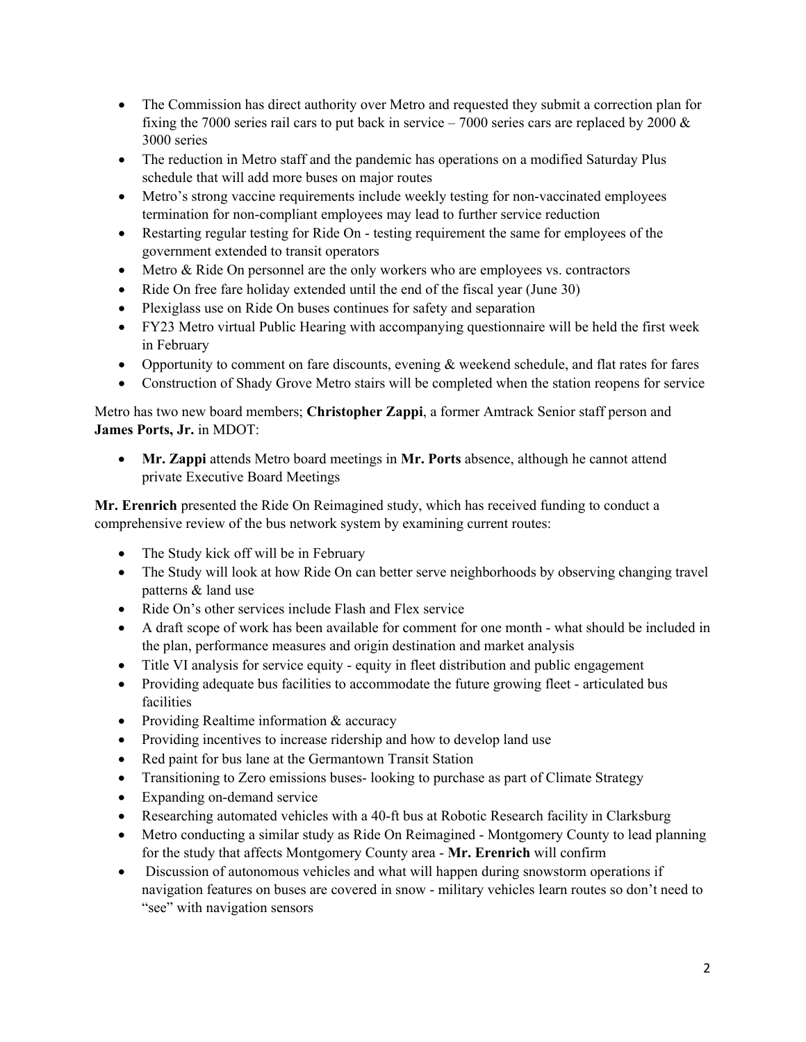- The Commission has direct authority over Metro and requested they submit a correction plan for fixing the 7000 series rail cars to put back in service – 7000 series cars are replaced by 2000 & 3000 series
- The reduction in Metro staff and the pandemic has operations on a modified Saturday Plus schedule that will add more buses on major routes
- Metro's strong vaccine requirements include weekly testing for non-vaccinated employees termination for non-compliant employees may lead to further service reduction
- Restarting regular testing for Ride On - testing requirement the same for employees of the government extended to transit operators
- Metro & Ride On personnel are the only workers who are employees vs. contractors
- Ride On free fare holiday extended until the end of the fiscal year (June 30)
- Plexiglass use on Ride On buses continues for safety and separation
- FY23 Metro virtual Public Hearing with accompanying questionnaire will be held the first week in February
- Opportunity to comment on fare discounts, evening & weekend schedule, and flat rates for fares
- Construction of Shady Grove Metro stairs will be completed when the station reopens for service

Metro has two new board members; **Christopher Zappi**, a former Amtrack Senior staff person and **James Ports, Jr.** in MDOT:

- **Mr. Zappi** attends Metro board meetings in **Mr. Ports** absence, although he cannot attend private Executive Board Meetings

**Mr. Erenrich** presented the Ride On Reimagined study, which has received funding to conduct a comprehensive review of the bus network system by examining current routes:

- The Study kick off will be in February
- The Study will look at how Ride On can better serve neighborhoods by observing changing travel patterns & land use
- Ride On's other services include Flash and Flex service
- A draft scope of work has been available for comment for one month - what should be included in the plan, performance measures and origin destination and market analysis
- Title VI analysis for service equity - equity in fleet distribution and public engagement
- Providing adequate bus facilities to accommodate the future growing fleet - articulated bus facilities
- Providing Realtime information & accuracy
- Providing incentives to increase ridership and how to develop land use
- Red paint for bus lane at the Germantown Transit Station
- Transitioning to Zero emissions buses- looking to purchase as part of Climate Strategy
- Expanding on-demand service
- Researching automated vehicles with a 40-ft bus at Robotic Research facility in Clarksburg
- Metro conducting a similar study as Ride On Reimagined - Montgomery County to lead planning for the study that affects Montgomery County area - **Mr. Erenrich** will confirm
- Discussion of autonomous vehicles and what will happen during snowstorm operations if navigation features on buses are covered in snow - military vehicles learn routes so don't need to "see" with navigation sensors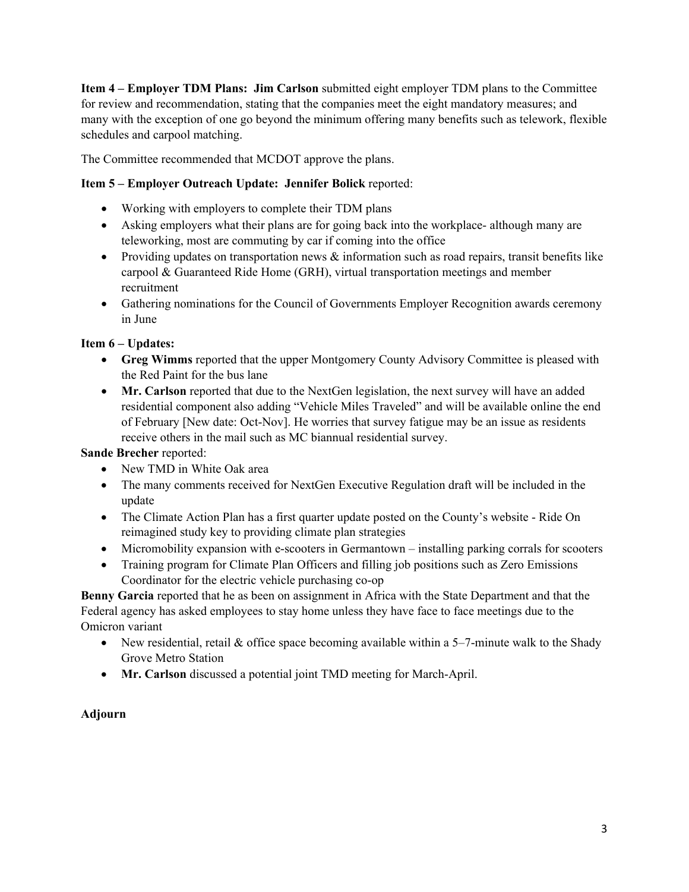**Item 4 – Employer TDM Plans: Jim Carlson** submitted eight employer TDM plans to the Committee for review and recommendation, stating that the companies meet the eight mandatory measures; and many with the exception of one go beyond the minimum offering many benefits such as telework, flexible schedules and carpool matching.

The Committee recommended that MCDOT approve the plans.

**Item 5 – Employer Outreach Update: Jennifer Bolick** reported:

- Working with employers to complete their TDM plans
- Asking employers what their plans are for going back into the workplace- although many are teleworking, most are commuting by car if coming into the office
- Providing updates on transportation news & information such as road repairs, transit benefits like carpool & Guaranteed Ride Home (GRH), virtual transportation meetings and member recruitment
- Gathering nominations for the Council of Governments Employer Recognition awards ceremony in June

**Item 6 – Updates:**

- **Greg Wimms** reported that the upper Montgomery County Advisory Committee is pleased with the Red Paint for the bus lane
- **Mr. Carlson** reported that due to the NextGen legislation, the next survey will have an added residential component also adding "Vehicle Miles Traveled" and will be available online the end of February [New date: Oct-Nov]. He worries that survey fatigue may be an issue as residents receive others in the mail such as MC biannual residential survey.

**Sande Brecher** reported:

- New TMD in White Oak area
- The many comments received for NextGen Executive Regulation draft will be included in the update
- The Climate Action Plan has a first quarter update posted on the County's website - Ride On reimagined study key to providing climate plan strategies
- Micromobility expansion with e-scooters in Germantown – installing parking corrals for scooters
- Training program for Climate Plan Officers and filling job positions such as Zero Emissions Coordinator for the electric vehicle purchasing co-op

**Benny Garcia** reported that he as been on assignment in Africa with the State Department and that the Federal agency has asked employees to stay home unless they have face to face meetings due to the Omicron variant

- New residential, retail & office space becoming available within a 5–7-minute walk to the Shady Grove Metro Station
- **Mr. Carlson** discussed a potential joint TMD meeting for March-April.

**Adjourn**